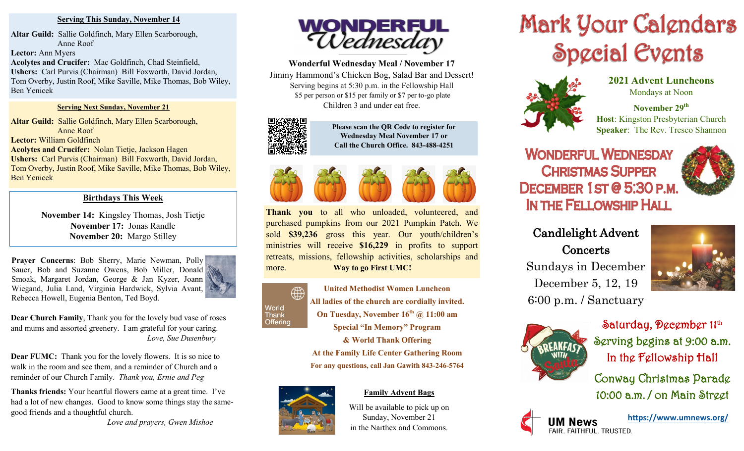**Serving This Sunday, November 14**

**Altar Guild:** Sallie Goldfinch, Mary Ellen Scarborough, Anne Roof
**Lector:** Ann Myers
**Acolytes and Crucifer:** Mac Goldfinch, Chad Steinfeld,
**Ushers:** Carl Purvis (Chairman) Bill Foxworth, David Jordan, Tom Overby, Justin Roof, Mike Saville, Mike Thomas, Bob Wiley, Ben Yenicek

**Serving Next Sunday, November 21**

**Altar Guild:** Sallie Goldfinch, Mary Ellen Scarborough, Anne Roof
**Lector:** William Goldfinch
**Acolytes and Crucifer:** Nolan Tietje, Jackson Hagen
**Ushers:** Carl Purvis (Chairman) Bill Foxworth, David Jordan, Tom Overby, Justin Roof, Mike Saville, Mike Thomas, Bob Wiley, Ben Yenicek

**Birthdays This Week**

**November 14:** Kingsley Thomas, Josh Tietje
**November 17:** Jonas Randle
**November 20:** Margo Stilley

**Prayer Concerns**: Bob Sherry, Marie Newman, Polly Sauer, Bob and Suzanne Owens, Bob Miller, Donald Smoak, Margaret Jordan, George & Jan Kyzer, Joann Wiegand, Julia Land, Virginia Hardwick, Sylvia Avant, Rebecca Howell, Eugenia Benton, Ted Boyd.

**Dear Church Family**, Thank you for the lovely bud vase of roses and mums and assorted greenery. I am grateful for your caring.
*Love, Sue Dusenbury*

**Dear FUMC:** Thank you for the lovely flowers. It is so nice to walk in the room and see them, and a reminder of Church and a reminder of our Church Family. *Thank you, Ernie and Peg*

**Thanks friends:** Your heartful flowers came at a great time. I've had a lot of new changes. Good to know some things stay the same-good friends and a thoughtful church.
*Love and prayers, Gwen Mishoe*

# WONDERFUL Wednesday

**Wonderful Wednesday Meal / November 17**
Jimmy Hammond's Chicken Bog, Salad Bar and Dessert!
Serving begins at 5:30 p.m. in the Fellowship Hall
$5 per person or $15 per family or $7 per to-go plate
Children 3 and under eat free.

**Please scan the QR Code to register for Wednesday Meal November 17 or Call the Church Office. 843-488-4251**

**Thank you** to all who unloaded, volunteered, and purchased pumpkins from our 2021 Pumpkin Patch. We sold **$39,236** gross this year. Our youth/children's ministries will receive **$16,229** in profits to support retreats, missions, fellowship activities, scholarships and more. **Way to go First UMC!**

World Thank Offering

**United Methodist Women Luncheon**
**All ladies of the church are cordially invited.**
**On Tuesday, November 16th @ 11:00 am**
**Special "In Memory" Program**
**& World Thank Offering**
**At the Family Life Center Gathering Room**
**For any questions, call Jan Gawith 843-246-5764**

**Family Advent Bags**

Will be available to pick up on Sunday, November 21 in the Narthex and Commons.

# Mark Your Calendars Special Events

**2021 Advent Luncheons**
Mondays at Noon

**November 29th**
**Host**: Kingston Presbyterian Church
**Speaker**: The Rev. Tresco Shannon

**WONDERFUL WEDNESDAY CHRISTMAS SUPPER DECEMBER 1ST @ 5:30 P.M. IN THE FELLOWSHIP HALL**

**Candlelight Advent Concerts**
Sundays in December
December 5, 12, 19
6:00 p.m. / Sanctuary

Breakfast with Santa
Saturday, December 11th
Serving begins at 9:00 a.m.
In the Fellowship Hall

Conway Christmas Parade
10:00 a.m. / on Main Street

UM News
FAIR. FAITHFUL. TRUSTED.
https://www.umnews.org/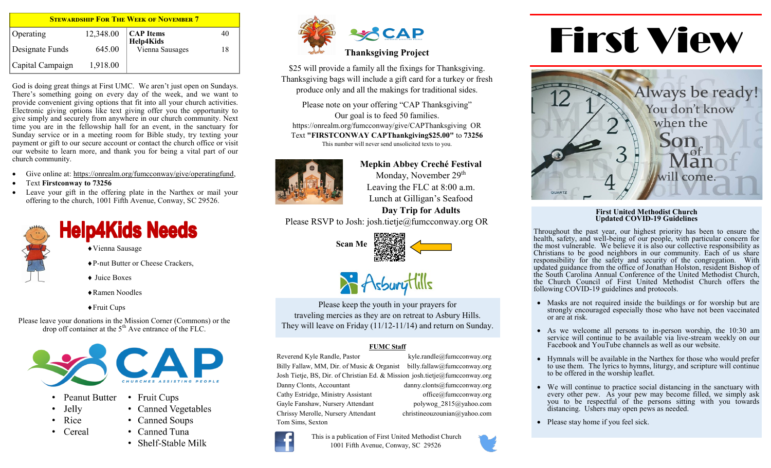## Stewardship For The Week of November 7

| | | | |
|---|---|---|---|
| Operating | 12,348.00 | **CAP Items** | 40 |
| | | **Help4Kids** | |
| Designate Funds | 645.00 | Vienna Sausages | 18 |
| Capital Campaign | 1,918.00 | | |

God is doing great things at First UMC. We aren't just open on Sundays. There's something going on every day of the week, and we want to provide convenient giving options that fit into all your church activities. Electronic giving options like text giving offer you the opportunity to give simply and securely from anywhere in our church community. Next time you are in the fellowship hall for an event, in the sanctuary for Sunday service or in a meeting room for Bible study, try texting your payment or gift to our secure account or contact the church office or visit our website to learn more, and thank you for being a vital part of our church community.

- Give online at: https://onrealm.org/fumcconway/give/operatingfund,
- Text **Firstconway to 73256**
- Leave your gift in the offering plate in the Narthex or mail your offering to the church, 1001 Fifth Avenue, Conway, SC 29526.

## Help4Kids Needs

- Vienna Sausage
- P-nut Butter or Cheese Crackers,
- Juice Boxes
- Ramen Noodles
- Fruit Cups

Please leave your donations in the Mission Corner (Commons) or the drop off container at the 5th Ave entrance of the FLC.

## CAP

CHURCHES ASSISTING PEOPLE

- Peanut Butter
- Jelly
- Rice
- Cereal
- Fruit Cups
- Canned Vegetables
- Canned Soups
- Canned Tuna
- Shelf-Stable Milk

## CAP Thanksgiving Project

$25 will provide a family all the fixings for Thanksgiving. Thanksgiving bags will include a gift card for a turkey or fresh produce only and all the makings for traditional sides.

Please note on your offering "CAP Thanksgiving"

Our goal is to feed 50 families.

https://onrealm.org/fumcconway/give/CAPThanksgiving OR

Text **"FIRSTCONWAY CAPThankgiving$25.00"** to **73256**

This number will never send unsolicited texts to you.

**Mepkin Abbey Creché Festival**

Monday, November 29th

Leaving the FLC at 8:00 a.m.

Lunch at Gilligan's Seafood

**Day Trip for Adults**

Please RSVP to Josh: josh.tietje@fumcconway.org OR

**Scan Me**

Asbury Hills

Please keep the youth in your prayers for traveling mercies as they are on retreat to Asbury Hills. They will leave on Friday (11/12-11/14) and return on Sunday.

**FUMC Staff**

| | |
|---|---|
| Reverend Kyle Randle, Pastor | kyle.randle@fumcconway.org |
| Billy Fallaw, MM, Dir. of Music & Organist | billy.fallaw@fumcconway.org |
| Josh Tietje, BS, Dir. of Christian Ed. & Mission | josh.tietje@fumcconway.org |
| Danny Clonts, Accountant | danny.clonts@fumcconway.org |
| Cathy Estridge, Ministry Assistant | office@fumcconway.org |
| Gayle Fanshaw, Nursery Attendant | polywog_2815@yahoo.com |
| Chrissy Merolle, Nursery Attendant | christineouzounian@yahoo.com |
| Tom Sims, Sexton | |

This is a publication of First United Methodist Church
1001 Fifth Avenue, Conway, SC 29526

# First View

Always be ready! You don't know when the Son of Man will come.

### First United Methodist Church Updated COVID-19 Guidelines

Throughout the past year, our highest priority has been to ensure the health, safety, and well-being of our people, with particular concern for the most vulnerable. We believe it is also our collective responsibility as Christians to be good neighbors in our community. Each of us share responsibility for the safety and security of the congregation. With updated guidance from the office of Jonathan Holston, resident Bishop of the South Carolina Annual Conference of the United Methodist Church, the Church Council of First United Methodist Church offers the following COVID-19 guidelines and protocols.

- Masks are not required inside the buildings or for worship but are strongly encouraged especially those who have not been vaccinated or are at risk.
- As we welcome all persons to in-person worship, the 10:30 am service will continue to be available via live-stream weekly on our Facebook and YouTube channels as well as our website.
- Hymnals will be available in the Narthex for those who would prefer to use them. The lyrics to hymns, liturgy, and scripture will continue to be offered in the worship leaflet.
- We will continue to practice social distancing in the sanctuary with every other pew. As your pew may become filled, we simply ask you to be respectful of the persons sitting with you towards distancing. Ushers may open pews as needed.
- Please stay home if you feel sick.